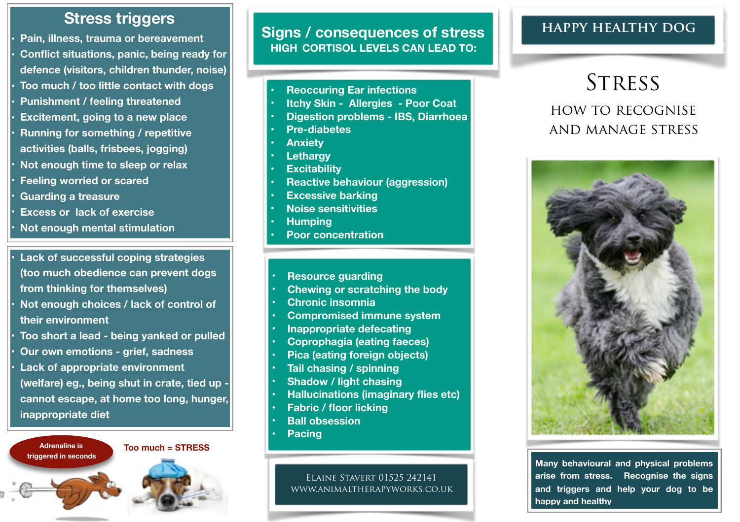## Stress triggers

- Pain, illness, trauma or bereavement
- Conflict situations, panic, being ready for defence (visitors, children thunder, noise)
- Too much / too little contact with dogs
- Punishment / feeling threatened
- Excitement, going to a new place
- Running for something / repetitive activities (balls, frisbees, jogging)
- Not enough time to sleep or relax
- Feeling worried or scared
- Guarding a treasure
- Excess or lack of exercise
- Not enough mental stimulation

- Lack of successful coping strategies (too much obedience can prevent dogs from thinking for themselves)
- Not enough choices / lack of control of their environment
- Too short a lead - being yanked or pulled
- Our own emotions - grief, sadness
- Lack of appropriate environment (welfare) eg., being shut in crate, tied up - cannot escape, at home too long, hunger, inappropriate diet

Adrenaline is triggered in seconds

Too much = STRESS

## Signs / consequences of stress

**HIGH CORTISOL LEVELS CAN LEAD TO:**

- Reoccuring Ear infections
- Itchy Skin - Allergies - Poor Coat
- Digestion problems - IBS, Diarrhoea
- Pre-diabetes
- Anxiety
- Lethargy
- Excitability
- Reactive behaviour (aggression)
- Excessive barking
- Noise sensitivities
- Humping
- Poor concentration

- Resource guarding
- Chewing or scratching the body
- Chronic insomnia
- Compromised immune system
- Inappropriate defecating
- Coprophagia (eating faeces)
- Pica (eating foreign objects)
- Tail chasing / spinning
- Shadow / light chasing
- Hallucinations (imaginary flies etc)
- Fabric / floor licking
- Ball obsession
- Pacing

Elaine Stavert 01525 242141
www.animaltherapyworks.co.uk

# HAPPY HEALTHY DOG

## Stress

### How to recognise and manage stress

**Many behavioural and physical problems arise from stress. Recognise the signs and triggers and help your dog to be happy and healthy**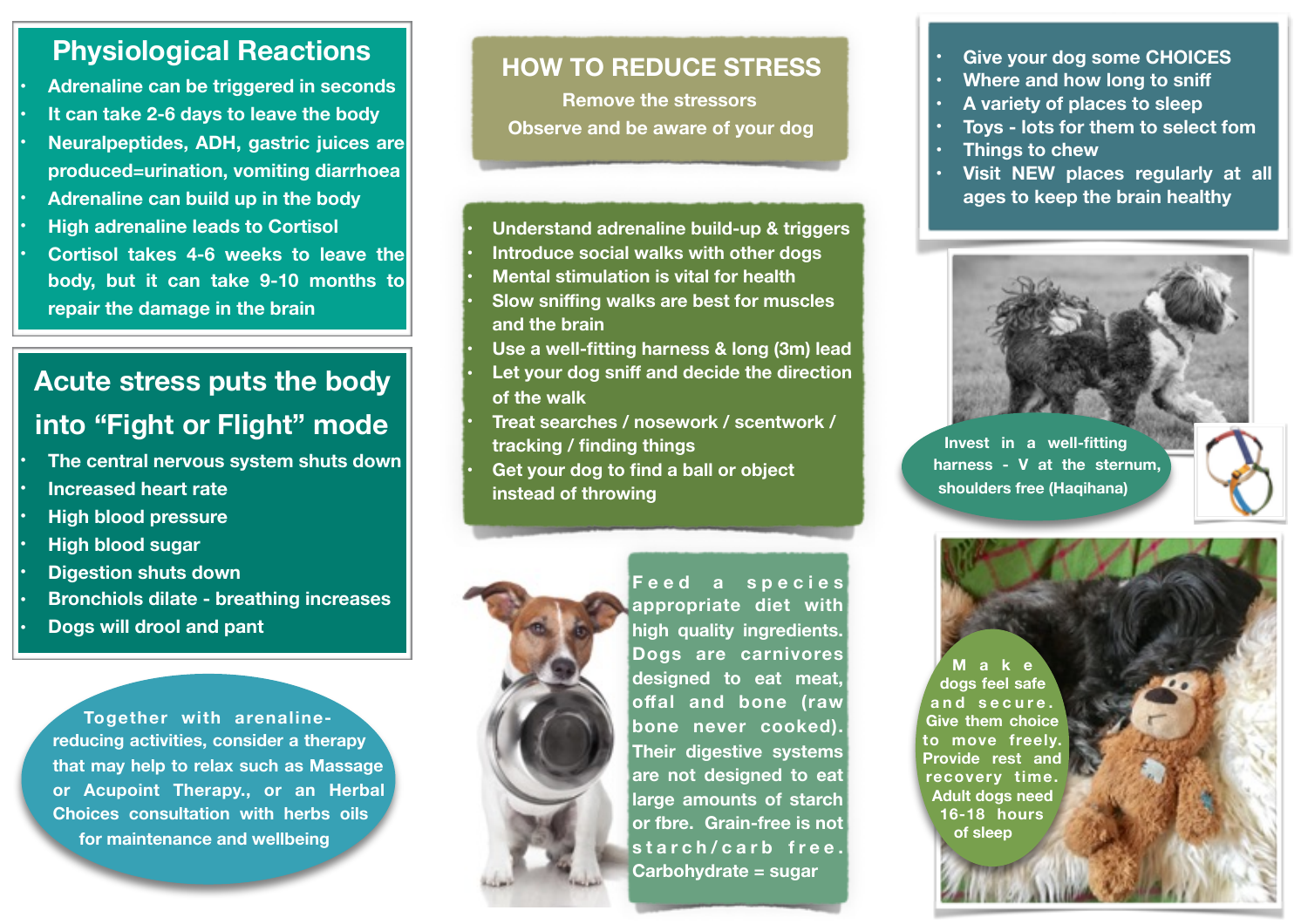## Physiological Reactions

- Adrenaline can be triggered in seconds
- It can take 2-6 days to leave the body
- Neuralpeptides, ADH, gastric juices are produced=urination, vomiting diarrhoea
- Adrenaline can build up in the body
- High adrenaline leads to Cortisol
- Cortisol takes 4-6 weeks to leave the body, but it can take 9-10 months to repair the damage in the brain

## Acute stress puts the body into "Fight or Flight" mode

- The central nervous system shuts down
- Increased heart rate
- High blood pressure
- High blood sugar
- Digestion shuts down
- Bronchiols dilate - breathing increases
- Dogs will drool and pant

Together with arenaline-reducing activities, consider a therapy that may help to relax such as Massage or Acupoint Therapy., or an Herbal Choices consultation with herbs oils for maintenance and wellbeing

## HOW TO REDUCE STRESS

**Remove the stressors**

**Observe and be aware of your dog**

- Understand adrenaline build-up & triggers
- Introduce social walks with other dogs
- Mental stimulation is vital for health
- Slow sniffing walks are best for muscles and the brain
- Use a well-fitting harness & long (3m) lead
- Let your dog sniff and decide the direction of the walk
- Treat searches / nosework / scentwork / tracking / finding things
- Get your dog to find a ball or object instead of throwing

Feed a species appropriate diet with high quality ingredients. Dogs are carnivores designed to eat meat, offal and bone (raw bone never cooked). Their digestive systems are not designed to eat large amounts of starch or fbre. Grain-free is not starch/carb free. Carbohydrate = sugar

- Give your dog some CHOICES
- Where and how long to sniff
- A variety of places to sleep
- Toys - lots for them to select fom
- Things to chew
- Visit NEW places regularly at all ages to keep the brain healthy

Invest in a well-fitting harness - V at the sternum, shoulders free (Haqihana)

Make dogs feel safe and secure. Give them choice to move freely. Provide rest and recovery time. Adult dogs need 16-18 hours of sleep